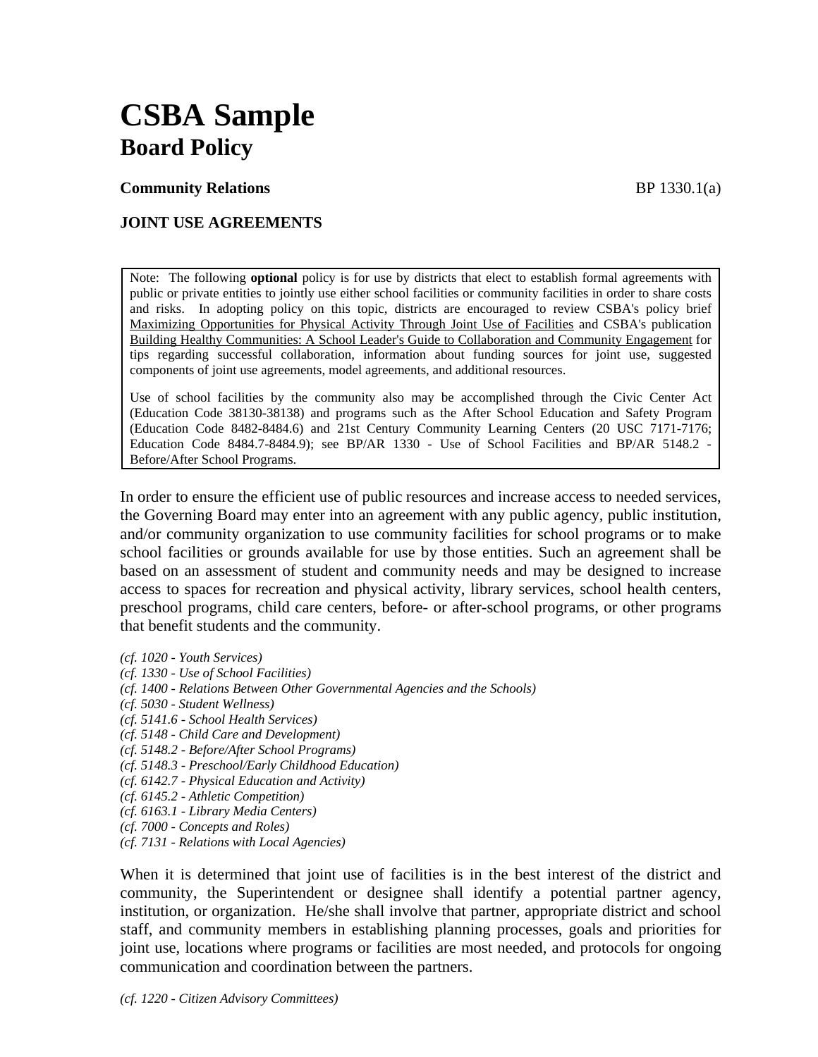# CSBA Sample
## Board Policy

**Community Relations** BP 1330.1(a)

**JOINT USE AGREEMENTS**

Note: The following **optional** policy is for use by districts that elect to establish formal agreements with public or private entities to jointly use either school facilities or community facilities in order to share costs and risks. In adopting policy on this topic, districts are encouraged to review CSBA's policy brief Maximizing Opportunities for Physical Activity Through Joint Use of Facilities and CSBA's publication Building Healthy Communities: A School Leader's Guide to Collaboration and Community Engagement for tips regarding successful collaboration, information about funding sources for joint use, suggested components of joint use agreements, model agreements, and additional resources.

Use of school facilities by the community also may be accomplished through the Civic Center Act (Education Code 38130-38138) and programs such as the After School Education and Safety Program (Education Code 8482-8484.6) and 21st Century Community Learning Centers (20 USC 7171-7176; Education Code 8484.7-8484.9); see BP/AR 1330 - Use of School Facilities and BP/AR 5148.2 - Before/After School Programs.

In order to ensure the efficient use of public resources and increase access to needed services, the Governing Board may enter into an agreement with any public agency, public institution, and/or community organization to use community facilities for school programs or to make school facilities or grounds available for use by those entities. Such an agreement shall be based on an assessment of student and community needs and may be designed to increase access to spaces for recreation and physical activity, library services, school health centers, preschool programs, child care centers, before- or after-school programs, or other programs that benefit students and the community.

*(cf. 1020 - Youth Services)*
*(cf. 1330 - Use of School Facilities)*
*(cf. 1400 - Relations Between Other Governmental Agencies and the Schools)*
*(cf. 5030 - Student Wellness)*
*(cf. 5141.6 - School Health Services)*
*(cf. 5148 - Child Care and Development)*
*(cf. 5148.2 - Before/After School Programs)*
*(cf. 5148.3 - Preschool/Early Childhood Education)*
*(cf. 6142.7 - Physical Education and Activity)*
*(cf. 6145.2 - Athletic Competition)*
*(cf. 6163.1 - Library Media Centers)*
*(cf. 7000 - Concepts and Roles)*
*(cf. 7131 - Relations with Local Agencies)*

When it is determined that joint use of facilities is in the best interest of the district and community, the Superintendent or designee shall identify a potential partner agency, institution, or organization. He/she shall involve that partner, appropriate district and school staff, and community members in establishing planning processes, goals and priorities for joint use, locations where programs or facilities are most needed, and protocols for ongoing communication and coordination between the partners.

*(cf. 1220 - Citizen Advisory Committees)*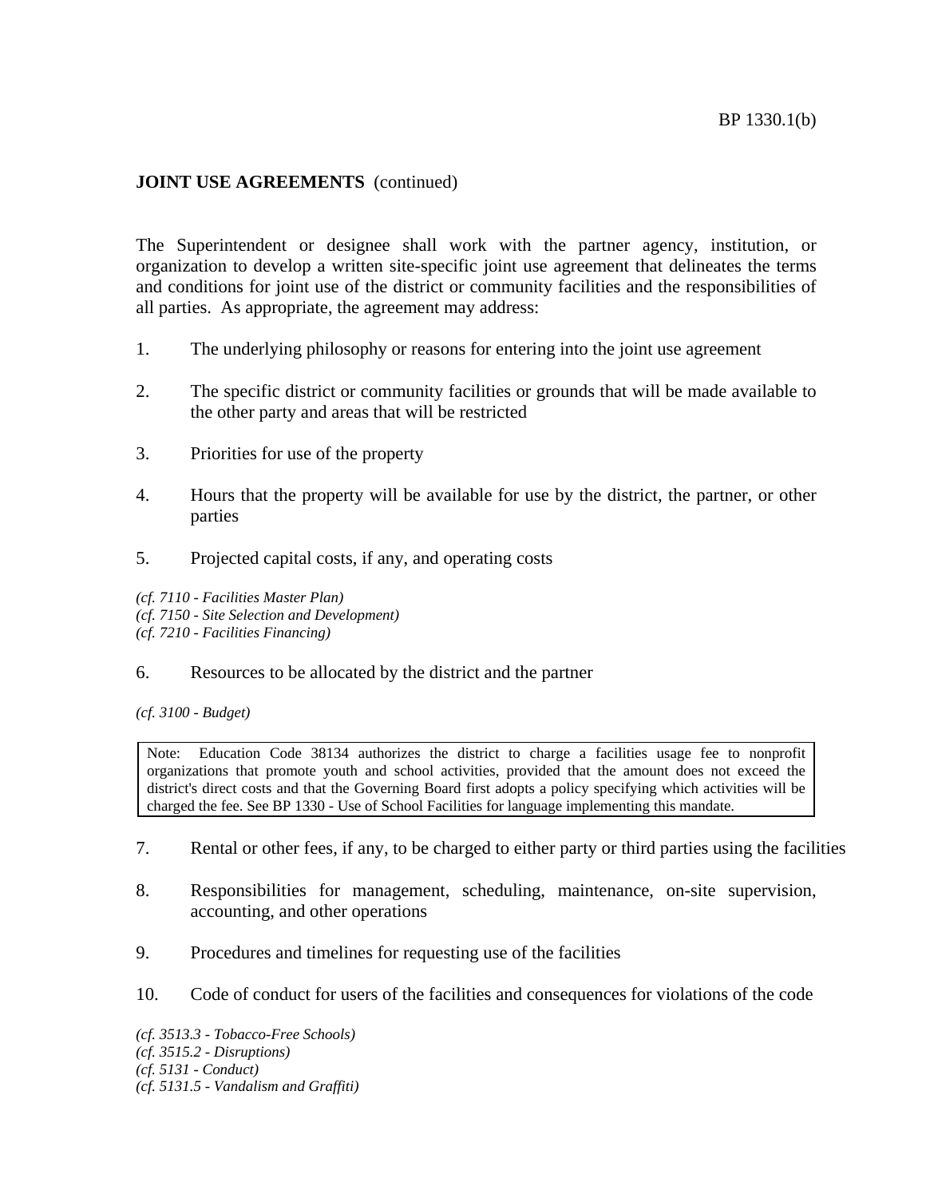**JOINT USE AGREEMENTS** (continued)

The Superintendent or designee shall work with the partner agency, institution, or organization to develop a written site-specific joint use agreement that delineates the terms and conditions for joint use of the district or community facilities and the responsibilities of all parties. As appropriate, the agreement may address:

1. The underlying philosophy or reasons for entering into the joint use agreement

2. The specific district or community facilities or grounds that will be made available to the other party and areas that will be restricted

3. Priorities for use of the property

4. Hours that the property will be available for use by the district, the partner, or other parties

5. Projected capital costs, if any, and operating costs

*(cf. 7110 - Facilities Master Plan)*
*(cf. 7150 - Site Selection and Development)*
*(cf. 7210 - Facilities Financing)*

6. Resources to be allocated by the district and the partner

*(cf. 3100 - Budget)*

> Note: Education Code 38134 authorizes the district to charge a facilities usage fee to nonprofit organizations that promote youth and school activities, provided that the amount does not exceed the district's direct costs and that the Governing Board first adopts a policy specifying which activities will be charged the fee. See BP 1330 - Use of School Facilities for language implementing this mandate.

7. Rental or other fees, if any, to be charged to either party or third parties using the facilities

8. Responsibilities for management, scheduling, maintenance, on-site supervision, accounting, and other operations

9. Procedures and timelines for requesting use of the facilities

10. Code of conduct for users of the facilities and consequences for violations of the code

*(cf. 3513.3 - Tobacco-Free Schools)*
*(cf. 3515.2 - Disruptions)*
*(cf. 5131 - Conduct)*
*(cf. 5131.5 - Vandalism and Graffiti)*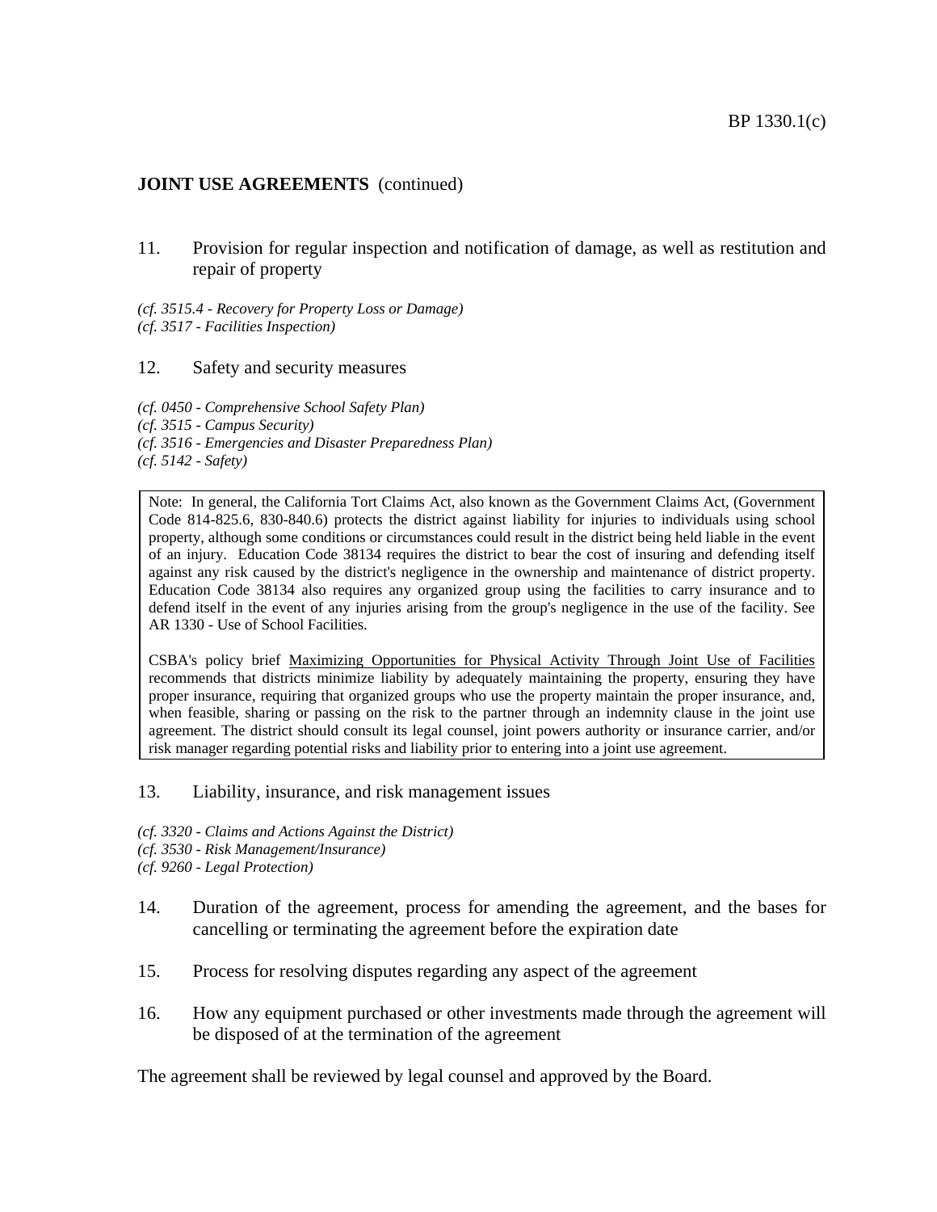**JOINT USE AGREEMENTS** (continued)

11. Provision for regular inspection and notification of damage, as well as restitution and repair of property

*(cf. 3515.4 - Recovery for Property Loss or Damage)*
*(cf. 3517 - Facilities Inspection)*

12. Safety and security measures

*(cf. 0450 - Comprehensive School Safety Plan)*
*(cf. 3515 - Campus Security)*
*(cf. 3516 - Emergencies and Disaster Preparedness Plan)*
*(cf. 5142 - Safety)*

> Note: In general, the California Tort Claims Act, also known as the Government Claims Act, (Government Code 814-825.6, 830-840.6) protects the district against liability for injuries to individuals using school property, although some conditions or circumstances could result in the district being held liable in the event of an injury. Education Code 38134 requires the district to bear the cost of insuring and defending itself against any risk caused by the district's negligence in the ownership and maintenance of district property. Education Code 38134 also requires any organized group using the facilities to carry insurance and to defend itself in the event of any injuries arising from the group's negligence in the use of the facility. See AR 1330 - Use of School Facilities.
>
> CSBA's policy brief Maximizing Opportunities for Physical Activity Through Joint Use of Facilities recommends that districts minimize liability by adequately maintaining the property, ensuring they have proper insurance, requiring that organized groups who use the property maintain the proper insurance, and, when feasible, sharing or passing on the risk to the partner through an indemnity clause in the joint use agreement. The district should consult its legal counsel, joint powers authority or insurance carrier, and/or risk manager regarding potential risks and liability prior to entering into a joint use agreement.

13. Liability, insurance, and risk management issues

*(cf. 3320 - Claims and Actions Against the District)*
*(cf. 3530 - Risk Management/Insurance)*
*(cf. 9260 - Legal Protection)*

14. Duration of the agreement, process for amending the agreement, and the bases for cancelling or terminating the agreement before the expiration date

15. Process for resolving disputes regarding any aspect of the agreement

16. How any equipment purchased or other investments made through the agreement will be disposed of at the termination of the agreement

The agreement shall be reviewed by legal counsel and approved by the Board.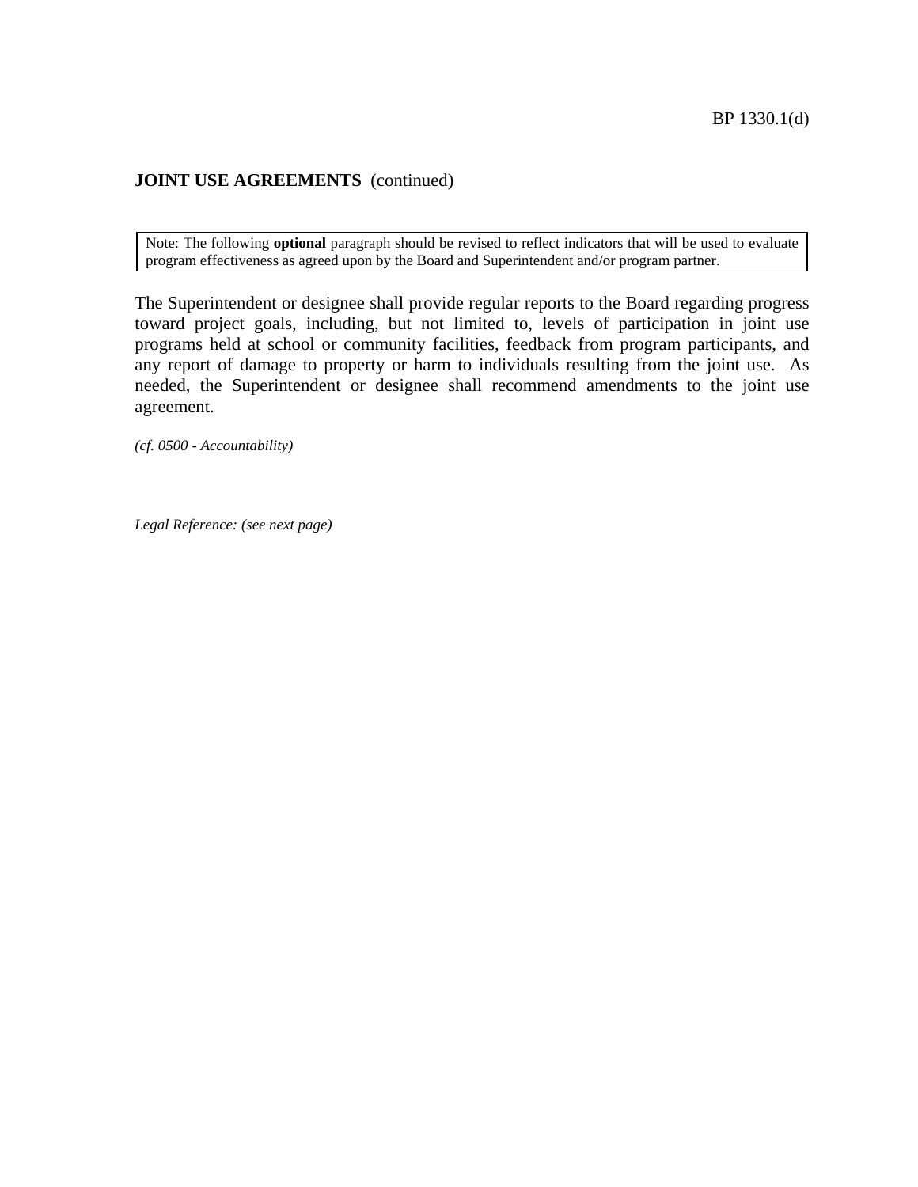**JOINT USE AGREEMENTS** (continued)

> Note: The following **optional** paragraph should be revised to reflect indicators that will be used to evaluate program effectiveness as agreed upon by the Board and Superintendent and/or program partner.

The Superintendent or designee shall provide regular reports to the Board regarding progress toward project goals, including, but not limited to, levels of participation in joint use programs held at school or community facilities, feedback from program participants, and any report of damage to property or harm to individuals resulting from the joint use. As needed, the Superintendent or designee shall recommend amendments to the joint use agreement.

*(cf. 0500 - Accountability)*

*Legal Reference: (see next page)*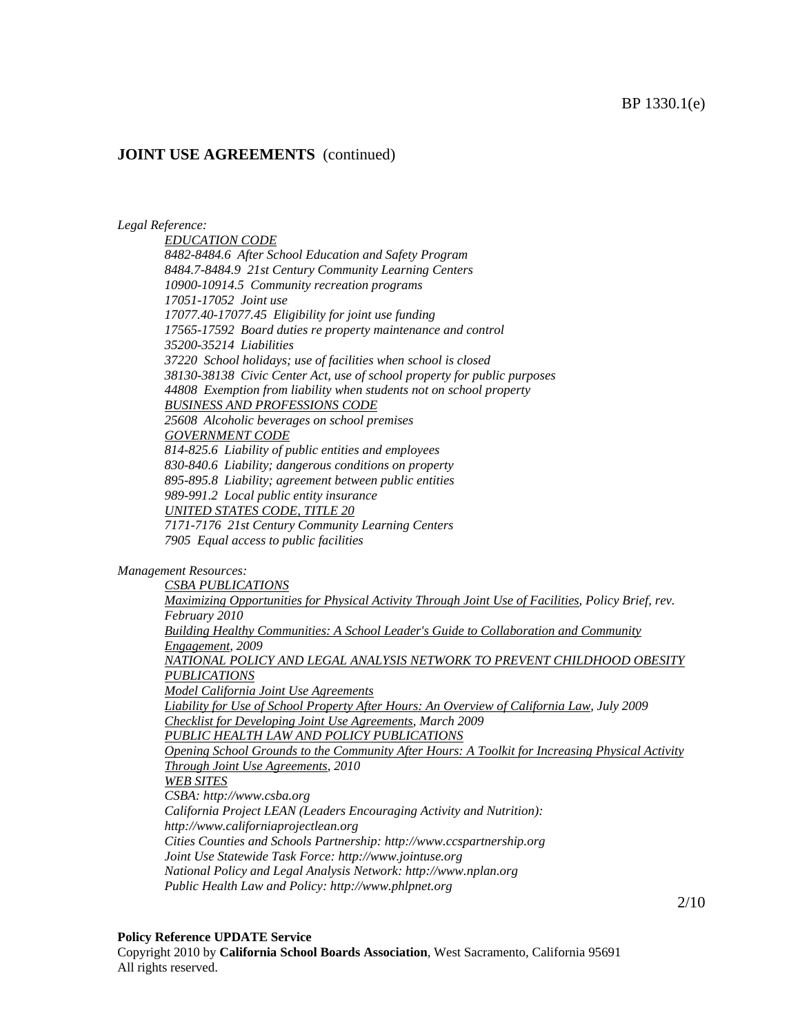## JOINT USE AGREEMENTS (continued)

*Legal Reference:*

*EDUCATION CODE*
*8482-8484.6 After School Education and Safety Program*
*8484.7-8484.9 21st Century Community Learning Centers*
*10900-10914.5 Community recreation programs*
*17051-17052 Joint use*
*17077.40-17077.45 Eligibility for joint use funding*
*17565-17592 Board duties re property maintenance and control*
*35200-35214 Liabilities*
*37220 School holidays; use of facilities when school is closed*
*38130-38138 Civic Center Act, use of school property for public purposes*
*44808 Exemption from liability when students not on school property*
*BUSINESS AND PROFESSIONS CODE*
*25608 Alcoholic beverages on school premises*
*GOVERNMENT CODE*
*814-825.6 Liability of public entities and employees*
*830-840.6 Liability; dangerous conditions on property*
*895-895.8 Liability; agreement between public entities*
*989-991.2 Local public entity insurance*
*UNITED STATES CODE, TITLE 20*
*7171-7176 21st Century Community Learning Centers*
*7905 Equal access to public facilities*

*Management Resources:*

*CSBA PUBLICATIONS*
*Maximizing Opportunities for Physical Activity Through Joint Use of Facilities, Policy Brief, rev. February 2010*
*Building Healthy Communities: A School Leader's Guide to Collaboration and Community Engagement, 2009*
*NATIONAL POLICY AND LEGAL ANALYSIS NETWORK TO PREVENT CHILDHOOD OBESITY PUBLICATIONS*
*Model California Joint Use Agreements*
*Liability for Use of School Property After Hours: An Overview of California Law, July 2009*
*Checklist for Developing Joint Use Agreements, March 2009*
*PUBLIC HEALTH LAW AND POLICY PUBLICATIONS*
*Opening School Grounds to the Community After Hours: A Toolkit for Increasing Physical Activity Through Joint Use Agreements, 2010*
*WEB SITES*
*CSBA: http://www.csba.org*
*California Project LEAN (Leaders Encouraging Activity and Nutrition): http://www.californiaprojectlean.org*
*Cities Counties and Schools Partnership: http://www.ccspartnership.org*
*Joint Use Statewide Task Force: http://www.jointuse.org*
*National Policy and Legal Analysis Network: http://www.nplan.org*
*Public Health Law and Policy: http://www.phlpnet.org*

2/10

**Policy Reference UPDATE Service**
Copyright 2010 by **California School Boards Association**, West Sacramento, California 95691
All rights reserved.